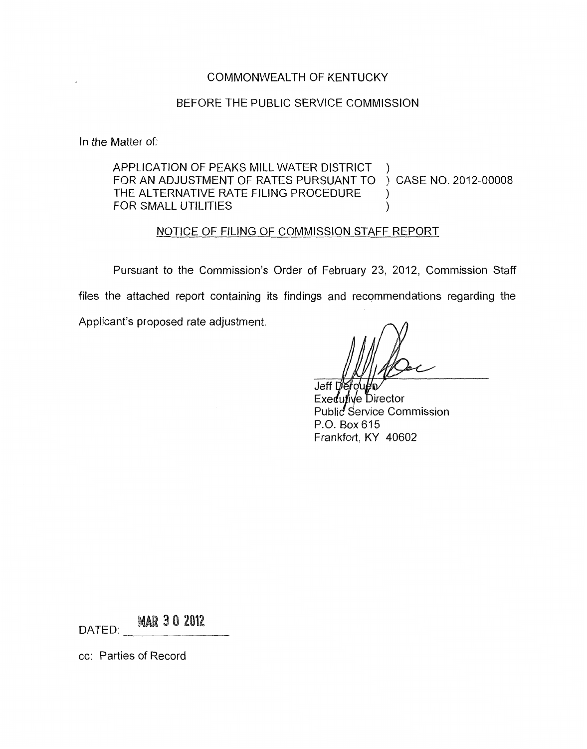COMMONWEALTH OF KENTUCKY

BEFORE THE PUBLIC SERVICE COMMISSION

In the Matter of:

APPLICATION OF PEAKS MILL WATER DISTRICT )
FOR AN ADJUSTMENT OF RATES PURSUANT TO ) CASE NO. 2012-00008
THE ALTERNATIVE RATE FILING PROCEDURE )
FOR SMALL UTILITIES )

NOTICE OF FILING OF COMMISSION STAFF REPORT

Pursuant to the Commission's Order of February 23, 2012, Commission Staff files the attached report containing its findings and recommendations regarding the Applicant's proposed rate adjustment.

Jeff Derouen
Executive Director
Public Service Commission
P.O. Box 615
Frankfort, KY 40602

DATED: MAR 30 2012

cc: Parties of Record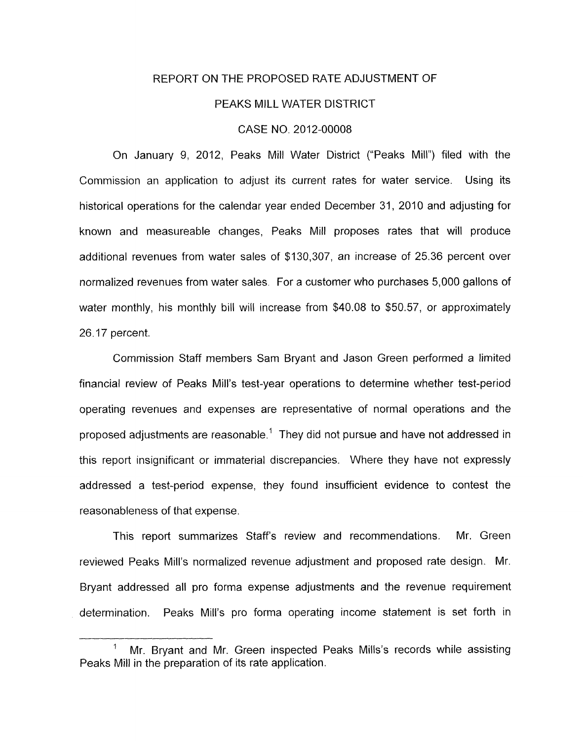# REPORT ON THE PROPOSED RATE ADJUSTMENT OF

# PEAKS MILL WATER DISTRICT

## CASE NO. 2012-00008

On January 9, 2012, Peaks Mill Water District ("Peaks Mill") filed with the Commission an application to adjust its current rates for water service. Using its historical operations for the calendar year ended December 31, 2010 and adjusting for known and measureable changes, Peaks Mill proposes rates that will produce additional revenues from water sales of $130,307, an increase of 25.36 percent over normalized revenues from water sales. For a customer who purchases 5,000 gallons of water monthly, his monthly bill will increase from $40.08 to $50.57, or approximately 26.17 percent.

Commission Staff members Sam Bryant and Jason Green performed a limited financial review of Peaks Mill's test-year operations to determine whether test-period operating revenues and expenses are representative of normal operations and the proposed adjustments are reasonable.[1] They did not pursue and have not addressed in this report insignificant or immaterial discrepancies. Where they have not expressly addressed a test-period expense, they found insufficient evidence to contest the reasonableness of that expense.

This report summarizes Staff's review and recommendations. Mr. Green reviewed Peaks Mill's normalized revenue adjustment and proposed rate design. Mr. Bryant addressed all pro forma expense adjustments and the revenue requirement determination. Peaks Mill's pro forma operating income statement is set forth in

---

[1] Mr. Bryant and Mr. Green inspected Peaks Mills's records while assisting Peaks Mill in the preparation of its rate application.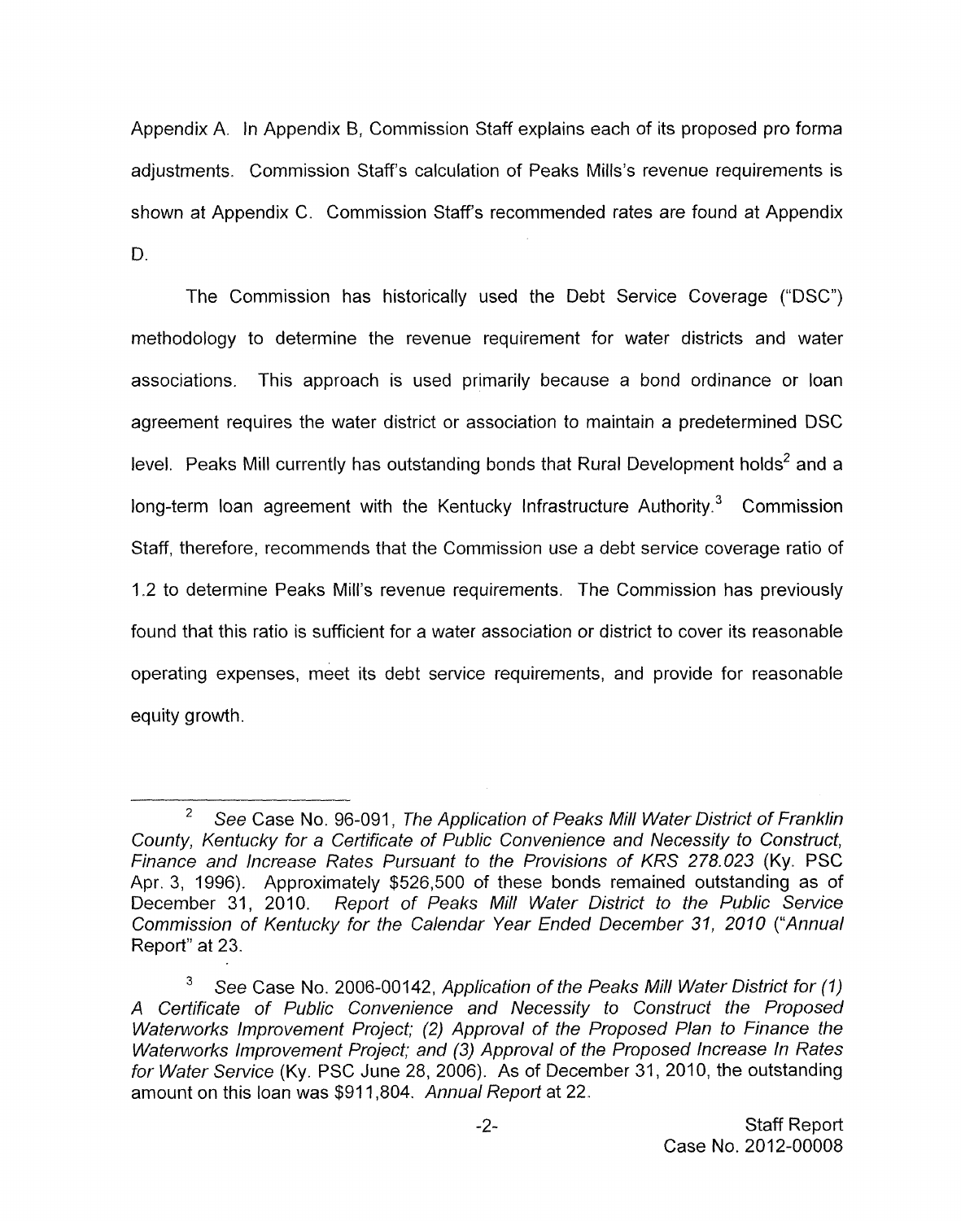Appendix A. In Appendix B, Commission Staff explains each of its proposed pro forma adjustments. Commission Staff's calculation of Peaks Mills's revenue requirements is shown at Appendix C. Commission Staff's recommended rates are found at Appendix D.

The Commission has historically used the Debt Service Coverage ("DSC") methodology to determine the revenue requirement for water districts and water associations. This approach is used primarily because a bond ordinance or loan agreement requires the water district or association to maintain a predetermined DSC level. Peaks Mill currently has outstanding bonds that Rural Development holds[2] and a long-term loan agreement with the Kentucky Infrastructure Authority.[3] Commission Staff, therefore, recommends that the Commission use a debt service coverage ratio of 1.2 to determine Peaks Mill's revenue requirements. The Commission has previously found that this ratio is sufficient for a water association or district to cover its reasonable operating expenses, meet its debt service requirements, and provide for reasonable equity growth.

---

[2] *See* Case No. 96-091, *The Application of Peaks Mill Water District of Franklin County, Kentucky for a Certificate of Public Convenience and Necessity to Construct, Finance and Increase Rates Pursuant to the Provisions of KRS 278.023* (Ky. PSC Apr. 3, 1996). Approximately $526,500 of these bonds remained outstanding as of December 31, 2010. *Report of Peaks Mill Water District to the Public Service Commission of Kentucky for the Calendar Year Ended December 31, 2010* ("*Annual* Report" at 23.

[3] *See* Case No. 2006-00142, *Application of the Peaks Mill Water District for (1) A Certificate of Public Convenience and Necessity to Construct the Proposed Waterworks Improvement Project; (2) Approval of the Proposed Plan to Finance the Waterworks Improvement Project; and (3) Approval of the Proposed Increase In Rates for Water Service* (Ky. PSC June 28, 2006). As of December 31, 2010, the outstanding amount on this loan was $911,804. *Annual Report* at 22.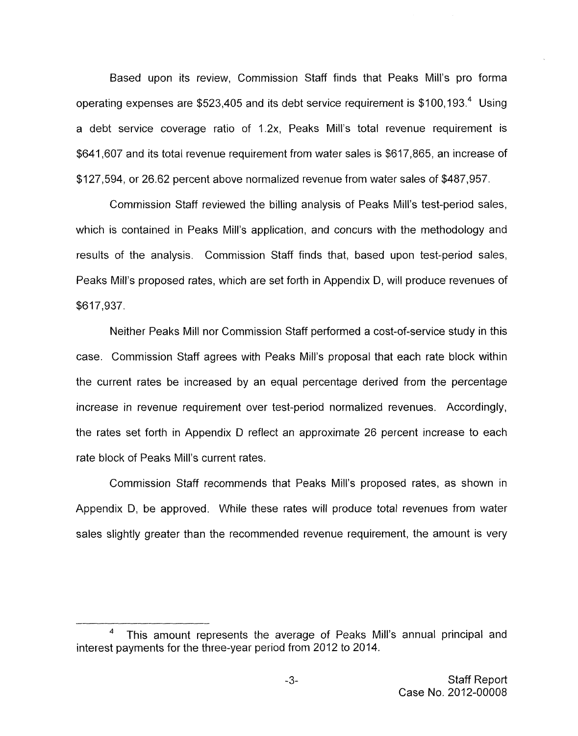Based upon its review, Commission Staff finds that Peaks Mill's pro forma operating expenses are $523,405 and its debt service requirement is $100,193.[4] Using a debt service coverage ratio of 1.2x, Peaks Mill's total revenue requirement is $641,607 and its total revenue requirement from water sales is $617,865, an increase of $127,594, or 26.62 percent above normalized revenue from water sales of $487,957.

Commission Staff reviewed the billing analysis of Peaks Mill's test-period sales, which is contained in Peaks Mill's application, and concurs with the methodology and results of the analysis. Commission Staff finds that, based upon test-period sales, Peaks Mill's proposed rates, which are set forth in Appendix D, will produce revenues of $617,937.

Neither Peaks Mill nor Commission Staff performed a cost-of-service study in this case. Commission Staff agrees with Peaks Mill's proposal that each rate block within the current rates be increased by an equal percentage derived from the percentage increase in revenue requirement over test-period normalized revenues. Accordingly, the rates set forth in Appendix D reflect an approximate 26 percent increase to each rate block of Peaks Mill's current rates.

Commission Staff recommends that Peaks Mill's proposed rates, as shown in Appendix D, be approved. While these rates will produce total revenues from water sales slightly greater than the recommended revenue requirement, the amount is very

---

[4] This amount represents the average of Peaks Mill's annual principal and interest payments for the three-year period from 2012 to 2014.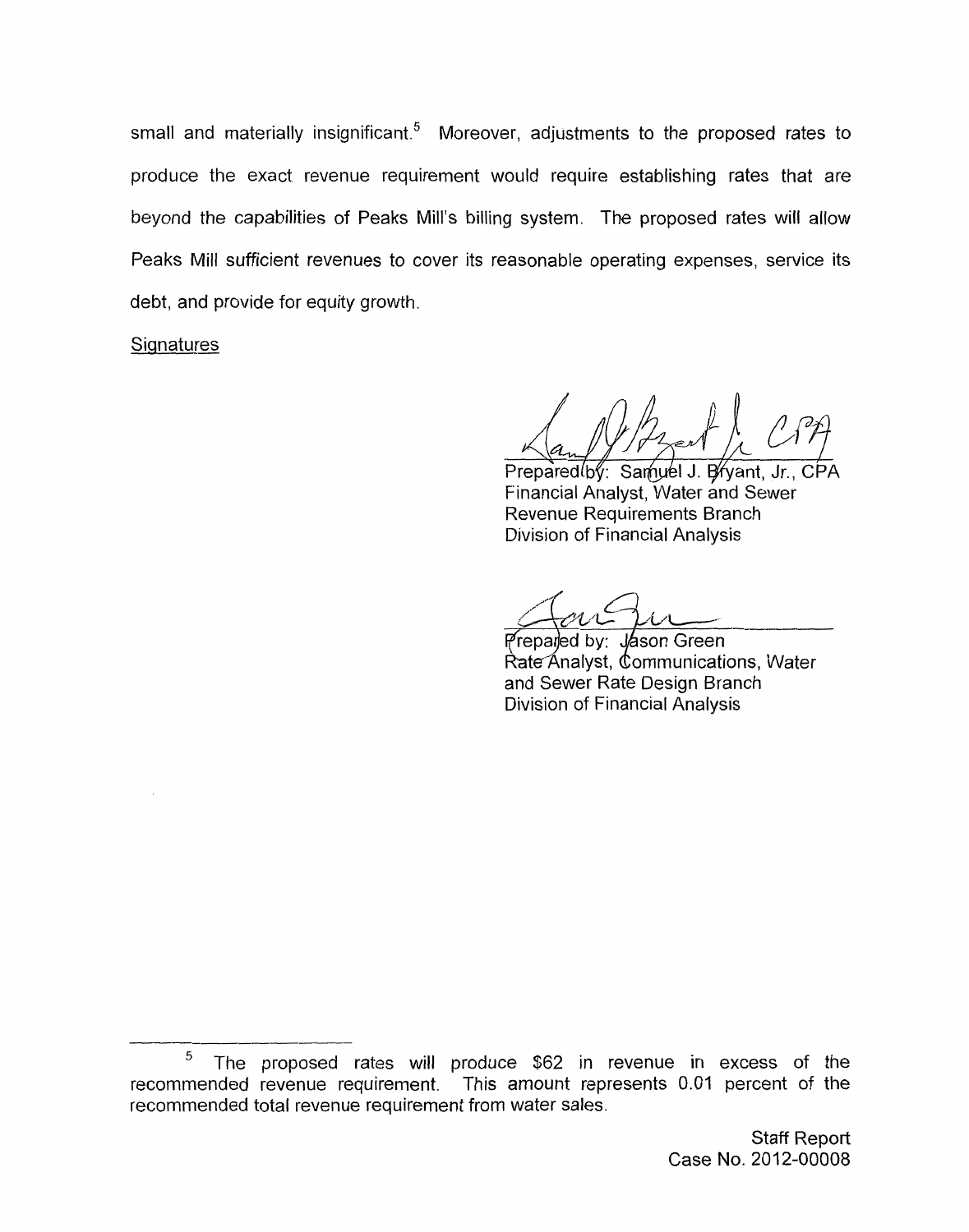small and materially insignificant.[5] Moreover, adjustments to the proposed rates to produce the exact revenue requirement would require establishing rates that are beyond the capabilities of Peaks Mill's billing system. The proposed rates will allow Peaks Mill sufficient revenues to cover its reasonable operating expenses, service its debt, and provide for equity growth.

Signatures

Prepared by: Samuel J. Bryant, Jr., CPA
Financial Analyst, Water and Sewer
Revenue Requirements Branch
Division of Financial Analysis

Prepared by: Jason Green
Rate Analyst, Communications, Water
and Sewer Rate Design Branch
Division of Financial Analysis

---

[5] The proposed rates will produce $62 in revenue in excess of the recommended revenue requirement. This amount represents 0.01 percent of the recommended total revenue requirement from water sales.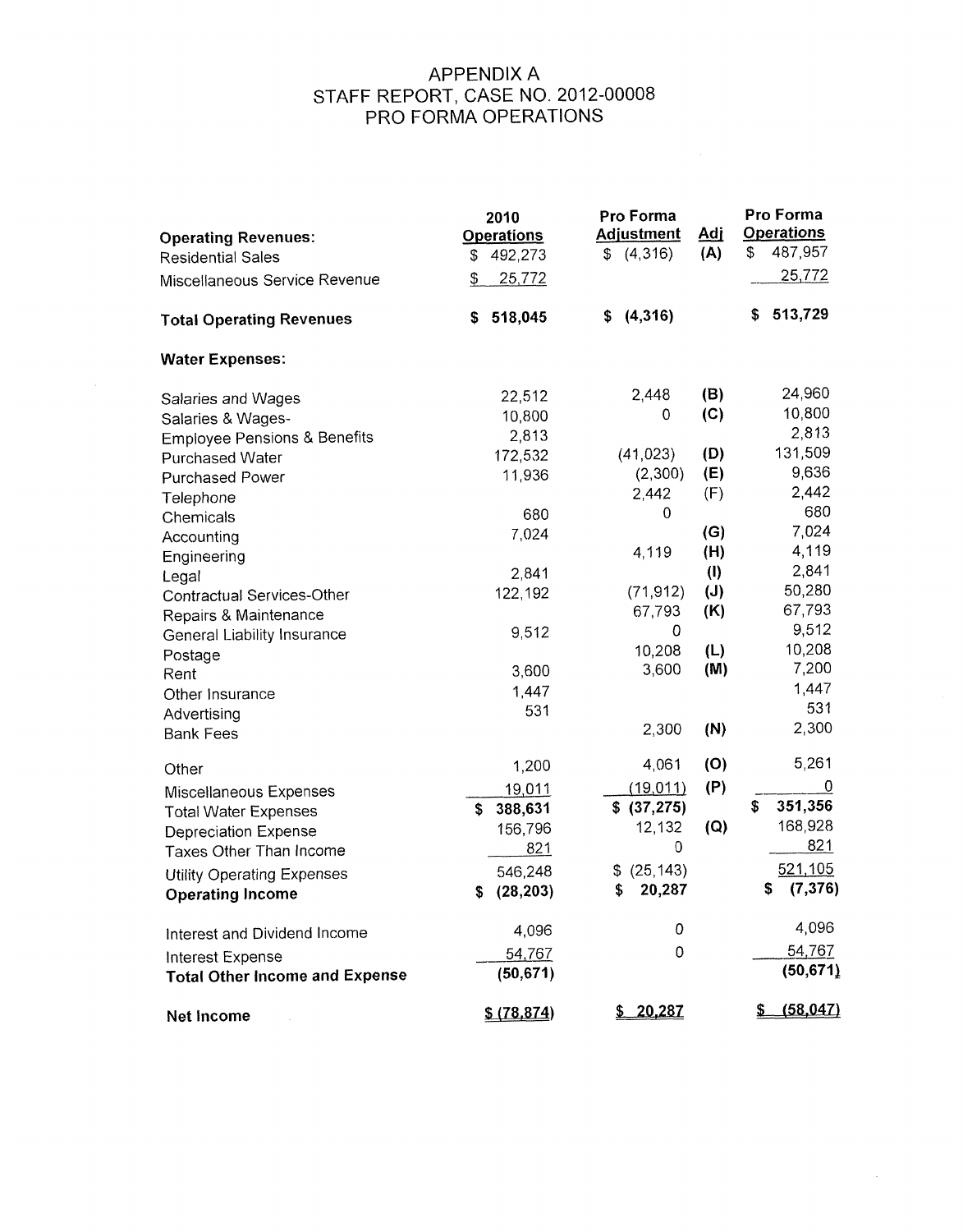# APPENDIX A
# STAFF REPORT, CASE NO. 2012-00008
# PRO FORMA OPERATIONS

| | 2010 Operations | Pro Forma Adjustment | Adj | Pro Forma Operations |
|---|---|---|---|---|
| **Operating Revenues:** | | | | |
| Residential Sales | $ 492,273 | $ (4,316) | (A) | $ 487,957 |
| Miscellaneous Service Revenue | $ 25,772 | | | 25,772 |
| **Total Operating Revenues** | **$ 518,045** | **$ (4,316)** | | **$ 513,729** |
| **Water Expenses:** | | | | |
| Salaries and Wages | 22,512 | 2,448 | (B) | 24,960 |
| Salaries & Wages- | 10,800 | 0 | (C) | 10,800 |
| Employee Pensions & Benefits | 2,813 | | | 2,813 |
| Purchased Water | 172,532 | (41,023) | (D) | 131,509 |
| Purchased Power | 11,936 | (2,300) | (E) | 9,636 |
| Telephone | | 2,442 | (F) | 2,442 |
| Chemicals | 680 | 0 | | 680 |
| Accounting | 7,024 | | (G) | 7,024 |
| Engineering | | 4,119 | (H) | 4,119 |
| Legal | 2,841 | | (I) | 2,841 |
| Contractual Services-Other | 122,192 | (71,912) | (J) | 50,280 |
| Repairs & Maintenance | | 67,793 | (K) | 67,793 |
| General Liability Insurance | 9,512 | 0 | | 9,512 |
| Postage | | 10,208 | (L) | 10,208 |
| Rent | 3,600 | 3,600 | (M) | 7,200 |
| Other Insurance | 1,447 | | | 1,447 |
| Advertising | 531 | | | 531 |
| Bank Fees | | 2,300 | (N) | 2,300 |
| Other | 1,200 | 4,061 | (O) | 5,261 |
| Miscellaneous Expenses | 19,011 | (19,011) | (P) | 0 |
| Total Water Expenses | $ 388,631 | $ (37,275) | | $ 351,356 |
| Depreciation Expense | 156,796 | 12,132 | (Q) | 168,928 |
| Taxes Other Than Income | 821 | 0 | | 821 |
| Utility Operating Expenses | 546,248 | $ (25,143) | | 521,105 |
| **Operating Income** | **$ (28,203)** | **$ 20,287** | | **$ (7,376)** |
| Interest and Dividend Income | 4,096 | 0 | | 4,096 |
| Interest Expense | 54,767 | 0 | | 54,767 |
| **Total Other Income and Expense** | **(50,671)** | | | **(50,671)** |
| **Net Income** | **$ (78,874)** | **$ 20,287** | | **$ (58,047)** |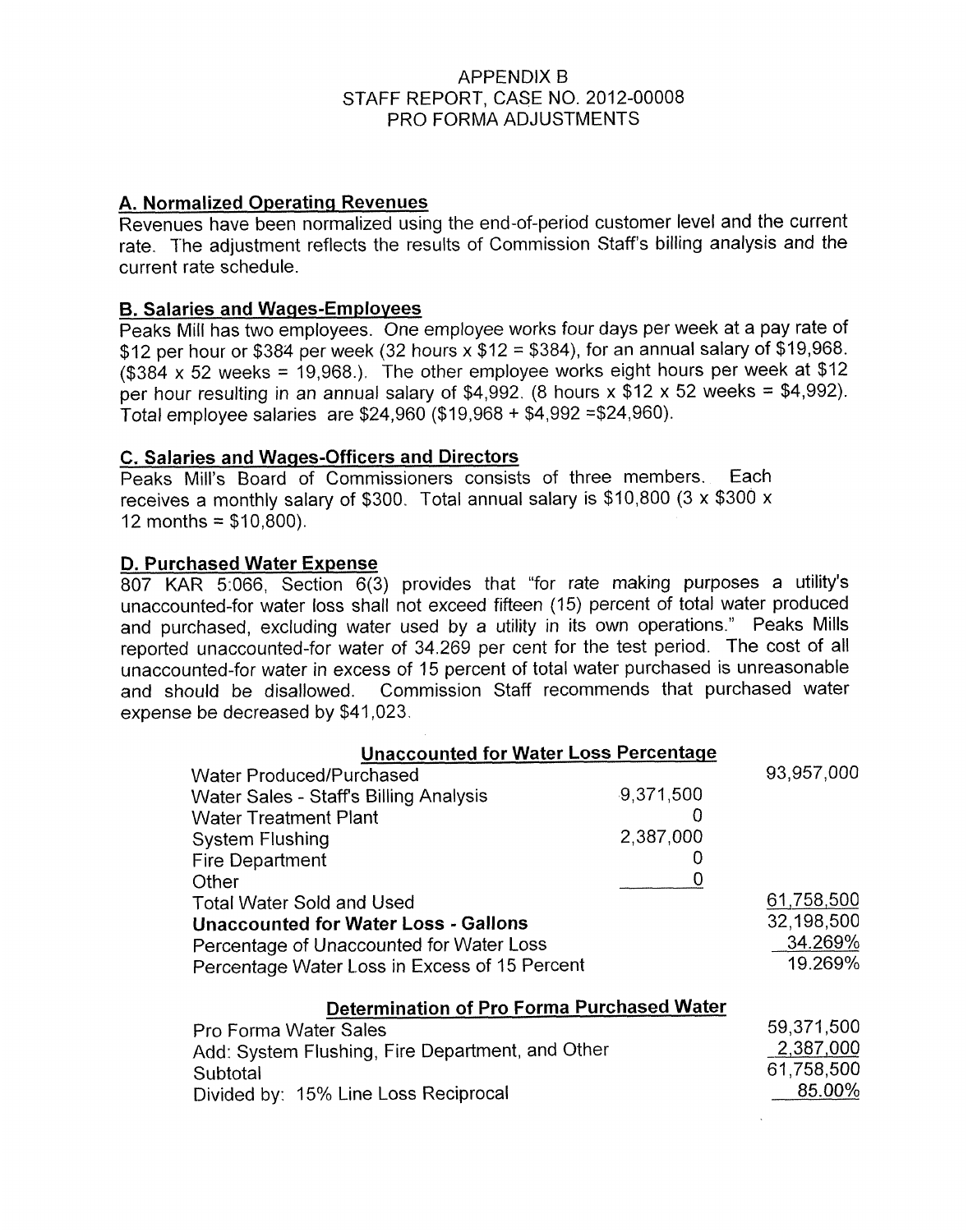APPENDIX B
STAFF REPORT, CASE NO. 2012-00008
PRO FORMA ADJUSTMENTS

## A. Normalized Operating Revenues

Revenues have been normalized using the end-of-period customer level and the current rate. The adjustment reflects the results of Commission Staff's billing analysis and the current rate schedule.

## B. Salaries and Wages-Employees

Peaks Mill has two employees. One employee works four days per week at a pay rate of $12 per hour or $384 per week (32 hours x $12 = $384), for an annual salary of $19,968. ($384 x 52 weeks = 19,968.). The other employee works eight hours per week at $12 per hour resulting in an annual salary of $4,992. (8 hours x $12 x 52 weeks = $4,992). Total employee salaries are $24,960 ($19,968 + $4,992 =$24,960).

## C. Salaries and Wages-Officers and Directors

Peaks Mill's Board of Commissioners consists of three members. Each receives a monthly salary of $300. Total annual salary is $10,800 (3 x $300 x 12 months = $10,800).

## D. Purchased Water Expense

807 KAR 5:066, Section 6(3) provides that "for rate making purposes a utility's unaccounted-for water loss shall not exceed fifteen (15) percent of total water produced and purchased, excluding water used by a utility in its own operations." Peaks Mills reported unaccounted-for water of 34.269 per cent for the test period. The cost of all unaccounted-for water in excess of 15 percent of total water purchased is unreasonable and should be disallowed. Commission Staff recommends that purchased water expense be decreased by $41,023.

**Unaccounted for Water Loss Percentage**

| | | |
|---|---|---|
| Water Produced/Purchased | | 93,957,000 |
| Water Sales - Staff's Billing Analysis | 9,371,500 | |
| Water Treatment Plant | 0 | |
| System Flushing | 2,387,000 | |
| Fire Department | 0 | |
| Other | 0 | |
| Total Water Sold and Used | | 61,758,500 |
| **Unaccounted for Water Loss - Gallons** | | 32,198,500 |
| Percentage of Unaccounted for Water Loss | | 34.269% |
| Percentage Water Loss in Excess of 15 Percent | | 19.269% |

**Determination of Pro Forma Purchased Water**

| | |
|---|---|
| Pro Forma Water Sales | 59,371,500 |
| Add: System Flushing, Fire Department, and Other | 2,387,000 |
| Subtotal | 61,758,500 |
| Divided by: 15% Line Loss Reciprocal | 85.00% |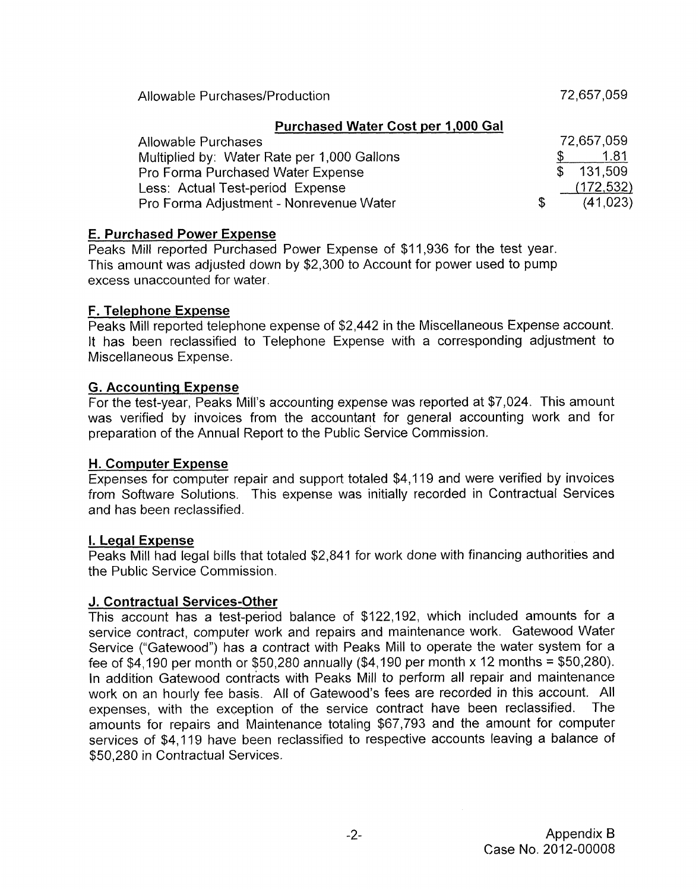| | |
|---|---|
| Allowable Purchases/Production | 72,657,059 |

**Purchased Water Cost per 1,000 Gal**

| | |
|---|---|
| Allowable Purchases | 72,657,059 |
| Multiplied by: Water Rate per 1,000 Gallons | \$ 1.81 |
| Pro Forma Purchased Water Expense | \$ 131,509 |
| Less: Actual Test-period Expense | (172,532) |
| Pro Forma Adjustment - Nonrevenue Water | \$ (41,023) |

## E. Purchased Power Expense

Peaks Mill reported Purchased Power Expense of \$11,936 for the test year. This amount was adjusted down by \$2,300 to Account for power used to pump excess unaccounted for water.

## F. Telephone Expense

Peaks Mill reported telephone expense of \$2,442 in the Miscellaneous Expense account. It has been reclassified to Telephone Expense with a corresponding adjustment to Miscellaneous Expense.

## G. Accounting Expense

For the test-year, Peaks Mill's accounting expense was reported at \$7,024. This amount was verified by invoices from the accountant for general accounting work and for preparation of the Annual Report to the Public Service Commission.

## H. Computer Expense

Expenses for computer repair and support totaled \$4,119 and were verified by invoices from Software Solutions. This expense was initially recorded in Contractual Services and has been reclassified.

## I. Legal Expense

Peaks Mill had legal bills that totaled \$2,841 for work done with financing authorities and the Public Service Commission.

## J. Contractual Services-Other

This account has a test-period balance of \$122,192, which included amounts for a service contract, computer work and repairs and maintenance work. Gatewood Water Service ("Gatewood") has a contract with Peaks Mill to operate the water system for a fee of \$4,190 per month or \$50,280 annually (\$4,190 per month x 12 months = \$50,280). In addition Gatewood contracts with Peaks Mill to perform all repair and maintenance work on an hourly fee basis. All of Gatewood's fees are recorded in this account. All expenses, with the exception of the service contract have been reclassified. The amounts for repairs and Maintenance totaling \$67,793 and the amount for computer services of \$4,119 have been reclassified to respective accounts leaving a balance of \$50,280 in Contractual Services.

Appendix B
Case No. 2012-00008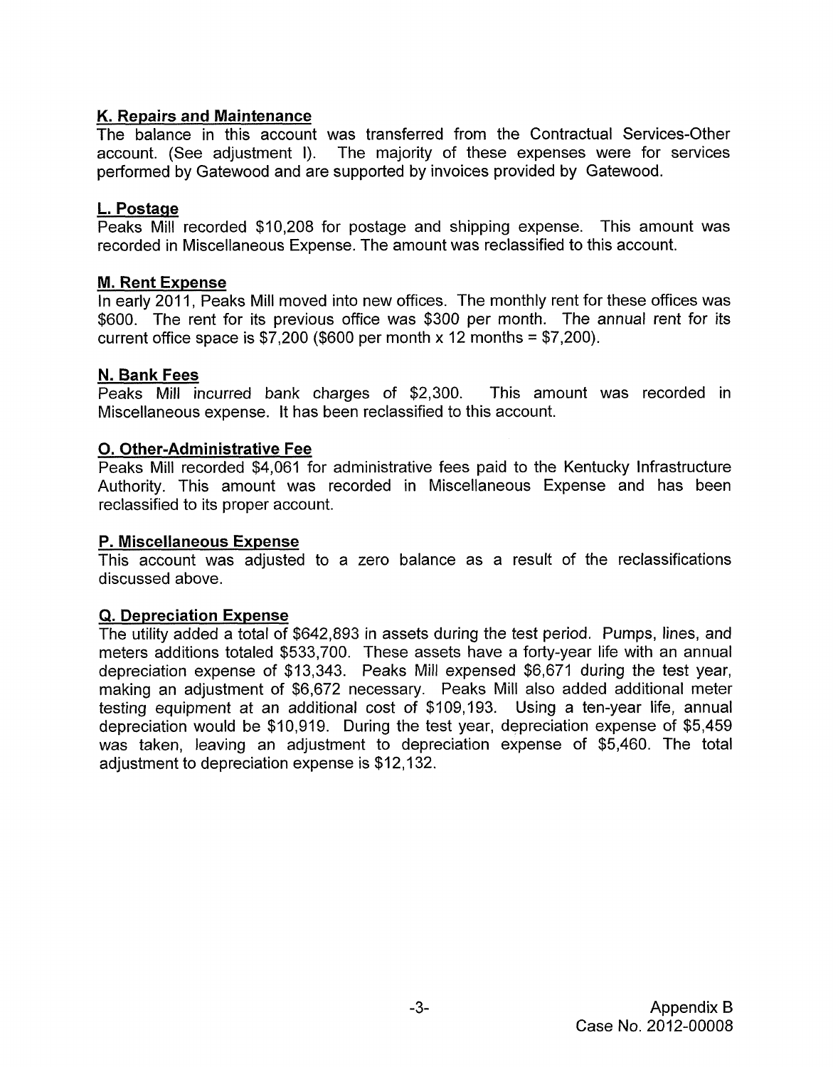**K. Repairs and Maintenance**

The balance in this account was transferred from the Contractual Services-Other account. (See adjustment I). The majority of these expenses were for services performed by Gatewood and are supported by invoices provided by Gatewood.

**L. Postage**

Peaks Mill recorded $10,208 for postage and shipping expense. This amount was recorded in Miscellaneous Expense. The amount was reclassified to this account.

**M. Rent Expense**

In early 2011, Peaks Mill moved into new offices. The monthly rent for these offices was $600. The rent for its previous office was $300 per month. The annual rent for its current office space is $7,200 ($600 per month x 12 months = $7,200).

**N. Bank Fees**

Peaks Mill incurred bank charges of $2,300. This amount was recorded in Miscellaneous expense. It has been reclassified to this account.

**O. Other-Administrative Fee**

Peaks Mill recorded $4,061 for administrative fees paid to the Kentucky Infrastructure Authority. This amount was recorded in Miscellaneous Expense and has been reclassified to its proper account.

**P. Miscellaneous Expense**

This account was adjusted to a zero balance as a result of the reclassifications discussed above.

**Q. Depreciation Expense**

The utility added a total of $642,893 in assets during the test period. Pumps, lines, and meters additions totaled $533,700. These assets have a forty-year life with an annual depreciation expense of $13,343. Peaks Mill expensed $6,671 during the test year, making an adjustment of $6,672 necessary. Peaks Mill also added additional meter testing equipment at an additional cost of $109,193. Using a ten-year life, annual depreciation would be $10,919. During the test year, depreciation expense of $5,459 was taken, leaving an adjustment to depreciation expense of $5,460. The total adjustment to depreciation expense is $12,132.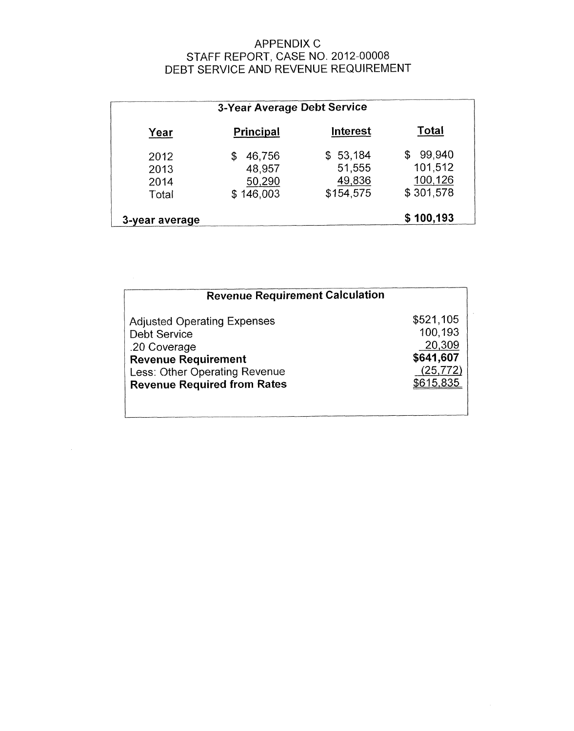# APPENDIX C
## STAFF REPORT, CASE NO. 2012-00008
## DEBT SERVICE AND REVENUE REQUIREMENT

**3-Year Average Debt Service**

| Year | Principal | Interest | Total |
|---|---|---|---|
| 2012 | $ 46,756 | $ 53,184 | $ 99,940 |
| 2013 | 48,957 | 51,555 | 101,512 |
| 2014 | 50,290 | 49,836 | 100,126 |
| Total | $ 146,003 | $154,575 | $ 301,578 |
| **3-year average** | | | **$ 100,193** |

**Revenue Requirement Calculation**

| | |
|---|---|
| Adjusted Operating Expenses | $521,105 |
| Debt Service | 100,193 |
| .20 Coverage | 20,309 |
| **Revenue Requirement** | **$641,607** |
| Less: Other Operating Revenue | (25,772) |
| **Revenue Required from Rates** | $615,835 |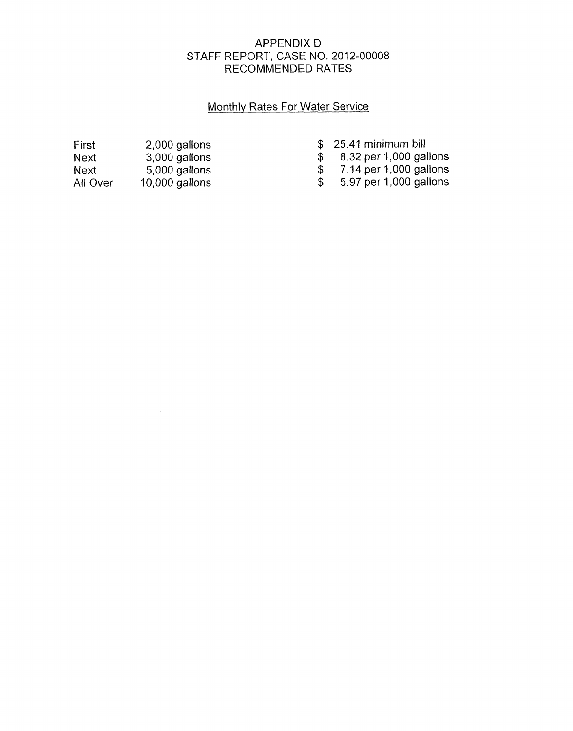# APPENDIX D
# STAFF REPORT, CASE NO. 2012-00008
# RECOMMENDED RATES

## Monthly Rates For Water Service

| | | |
|---|---|---|
| First | 2,000 gallons | $ 25.41 minimum bill |
| Next | 3,000 gallons | $ 8.32 per 1,000 gallons |
| Next | 5,000 gallons | $ 7.14 per 1,000 gallons |
| All Over | 10,000 gallons | $ 5.97 per 1,000 gallons |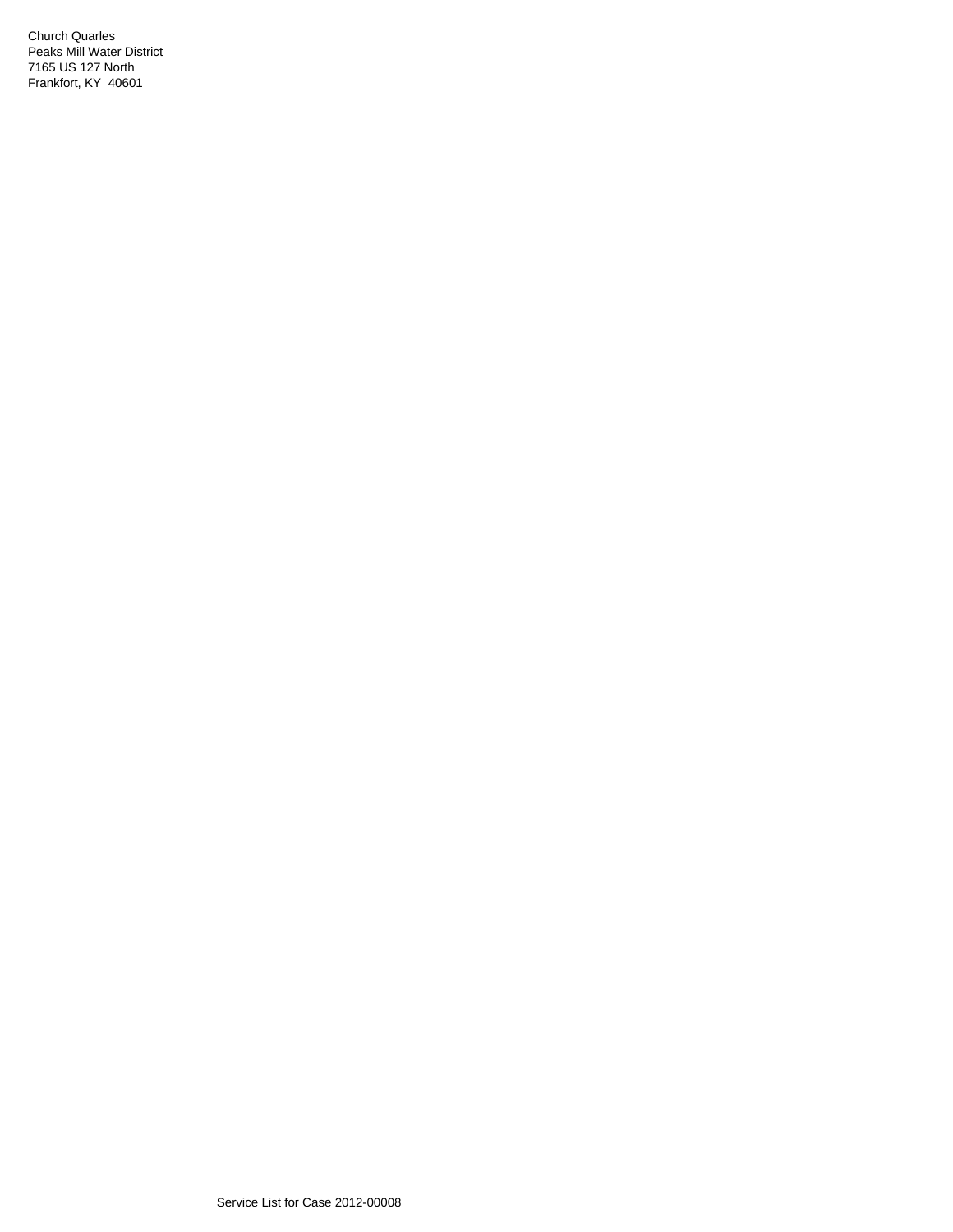Church Quarles
Peaks Mill Water District
7165 US 127 North
Frankfort, KY  40601